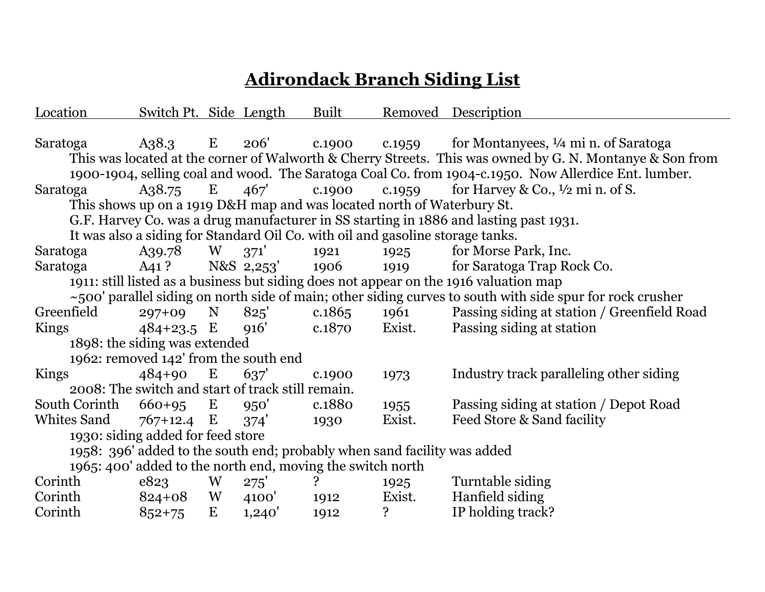# Adirondack Branch Siding List

| Location | Switch Pt. | Side | Length | Built | Removed | Description |
|---|---|---|---|---|---|---|
| Saratoga | A38.3 | E | 206' | c.1900 | c.1959 | for Montanyees, ¼ mi n. of Saratoga |
| | | | | | | This was located at the corner of Walworth & Cherry Streets. This was owned by G. N. Montanye & Son from 1900-1904, selling coal and wood. The Saratoga Coal Co. from 1904-c.1950. Now Allerdice Ent. lumber. |
| Saratoga | A38.75 | E | 467' | c.1900 | c.1959 | for Harvey & Co., ½ mi n. of S. |
| | | | | | | This shows up on a 1919 D&H map and was located north of Waterbury St. G.F. Harvey Co. was a drug manufacturer in SS starting in 1886 and lasting past 1931. It was also a siding for Standard Oil Co. with oil and gasoline storage tanks. |
| Saratoga | A39.78 | W | 371' | 1921 | 1925 | for Morse Park, Inc. |
| Saratoga | A41 ? | N&S | 2,253' | 1906 | 1919 | for Saratoga Trap Rock Co. |
| | | | | | | 1911: still listed as a business but siding does not appear on the 1916 valuation map<br>~500' parallel siding on north side of main; other siding curves to south with side spur for rock crusher |
| Greenfield | 297+09 | N | 825' | c.1865 | 1961 | Passing siding at station / Greenfield Road |
| Kings | 484+23.5 | E | 916' | c.1870 | Exist. | Passing siding at station |
| | | | | | | 1898: the siding was extended<br>1962: removed 142' from the south end |
| Kings | 484+90 | E | 637' | c.1900 | 1973 | Industry track paralleling other siding |
| | | | | | | 2008: The switch and start of track still remain. |
| South Corinth | 660+95 | E | 950' | c.1880 | 1955 | Passing siding at station / Depot Road |
| Whites Sand | 767+12.4 | E | 374' | 1930 | Exist. | Feed Store & Sand facility |
| | | | | | | 1930: siding added for feed store<br>1958: 396' added to the south end; probably when sand facility was added<br>1965: 400' added to the north end, moving the switch north |
| Corinth | e823 | W | 275' | ? | 1925 | Turntable siding |
| Corinth | 824+08 | W | 4100' | 1912 | Exist. | Hanfield siding |
| Corinth | 852+75 | E | 1,240' | 1912 | ? | IP holding track? |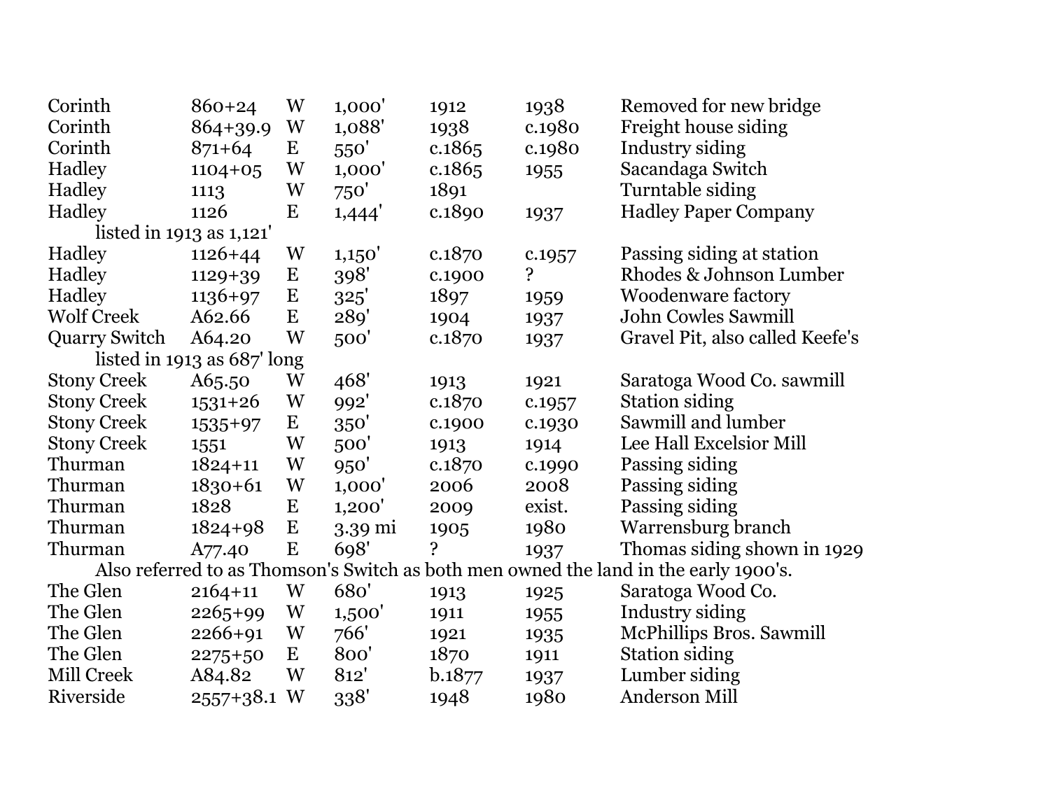| | | | | | | |
|---|---|---|---|---|---|---|
| Corinth | 860+24 | W | 1,000' | 1912 | 1938 | Removed for new bridge |
| Corinth | 864+39.9 | W | 1,088' | 1938 | c.1980 | Freight house siding |
| Corinth | 871+64 | E | 550' | c.1865 | c.1980 | Industry siding |
| Hadley | 1104+05 | W | 1,000' | c.1865 | 1955 | Sacandaga Switch |
| Hadley | 1113 | W | 750' | 1891 | | Turntable siding |
| Hadley | 1126 | E | 1,444' | c.1890 | 1937 | Hadley Paper Company |
| listed in 1913 as 1,121' | | | | | | |
| Hadley | 1126+44 | W | 1,150' | c.1870 | c.1957 | Passing siding at station |
| Hadley | 1129+39 | E | 398' | c.1900 | ? | Rhodes & Johnson Lumber |
| Hadley | 1136+97 | E | 325' | 1897 | 1959 | Woodenware factory |
| Wolf Creek | A62.66 | E | 289' | 1904 | 1937 | John Cowles Sawmill |
| Quarry Switch | A64.20 | W | 500' | c.1870 | 1937 | Gravel Pit, also called Keefe's |
| listed in 1913 as 687' long | | | | | | |
| Stony Creek | A65.50 | W | 468' | 1913 | 1921 | Saratoga Wood Co. sawmill |
| Stony Creek | 1531+26 | W | 992' | c.1870 | c.1957 | Station siding |
| Stony Creek | 1535+97 | E | 350' | c.1900 | c.1930 | Sawmill and lumber |
| Stony Creek | 1551 | W | 500' | 1913 | 1914 | Lee Hall Excelsior Mill |
| Thurman | 1824+11 | W | 950' | c.1870 | c.1990 | Passing siding |
| Thurman | 1830+61 | W | 1,000' | 2006 | 2008 | Passing siding |
| Thurman | 1828 | E | 1,200' | 2009 | exist. | Passing siding |
| Thurman | 1824+98 | E | 3.39 mi | 1905 | 1980 | Warrensburg branch |
| Thurman | A77.40 | E | 698' | ? | 1937 | Thomas siding shown in 1929 |
| Also referred to as Thomson's Switch as both men owned the land in the early 1900's. | | | | | | |
| The Glen | 2164+11 | W | 680' | 1913 | 1925 | Saratoga Wood Co. |
| The Glen | 2265+99 | W | 1,500' | 1911 | 1955 | Industry siding |
| The Glen | 2266+91 | W | 766' | 1921 | 1935 | McPhillips Bros. Sawmill |
| The Glen | 2275+50 | E | 800' | 1870 | 1911 | Station siding |
| Mill Creek | A84.82 | W | 812' | b.1877 | 1937 | Lumber siding |
| Riverside | 2557+38.1 | W | 338' | 1948 | 1980 | Anderson Mill |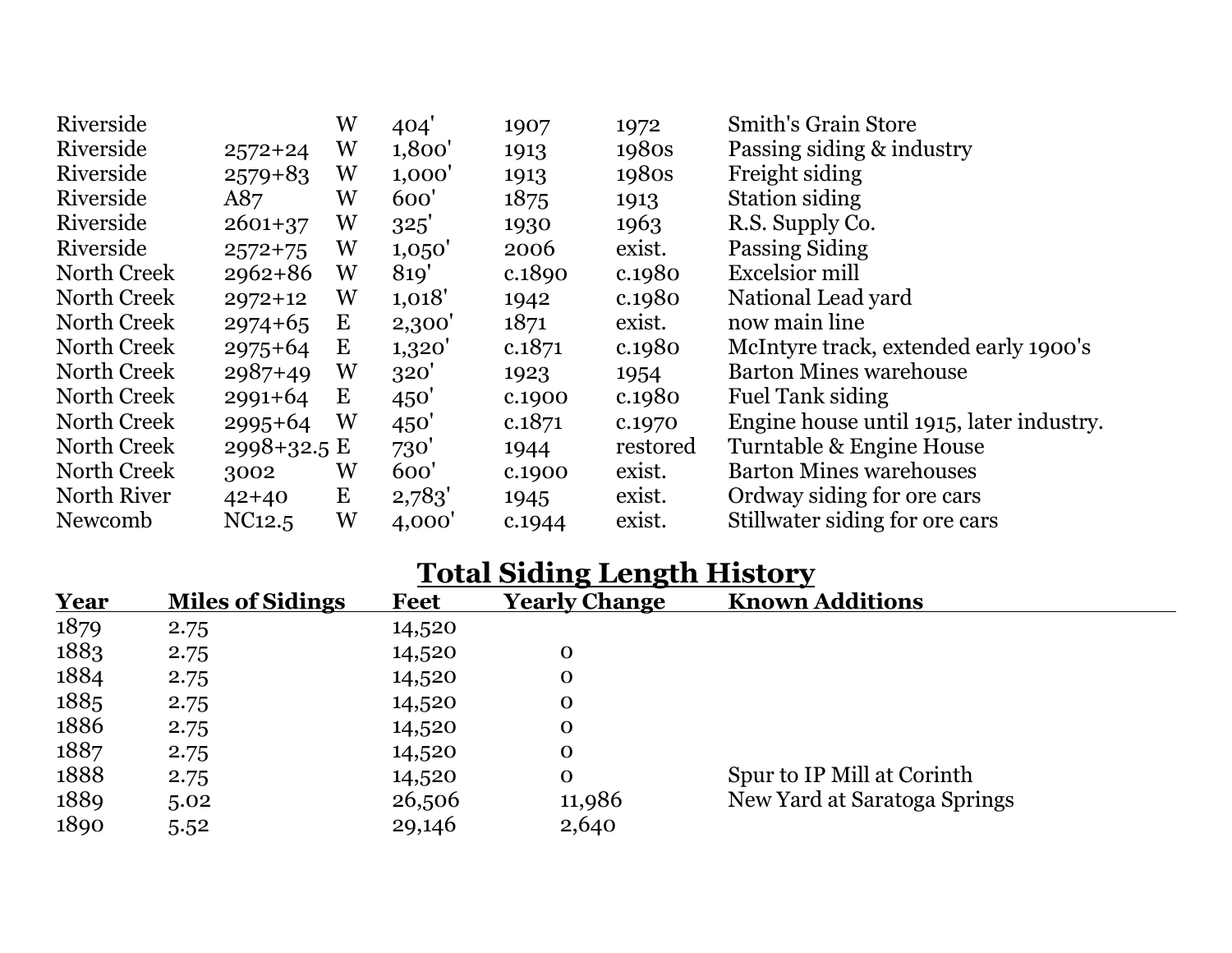| | | | | | | |
|---|---|---|---|---|---|---|
| Riverside | | W | 404' | 1907 | 1972 | Smith's Grain Store |
| Riverside | 2572+24 | W | 1,800' | 1913 | 1980s | Passing siding & industry |
| Riverside | 2579+83 | W | 1,000' | 1913 | 1980s | Freight siding |
| Riverside | A87 | W | 600' | 1875 | 1913 | Station siding |
| Riverside | 2601+37 | W | 325' | 1930 | 1963 | R.S. Supply Co. |
| Riverside | 2572+75 | W | 1,050' | 2006 | exist. | Passing Siding |
| North Creek | 2962+86 | W | 819' | c.1890 | c.1980 | Excelsior mill |
| North Creek | 2972+12 | W | 1,018' | 1942 | c.1980 | National Lead yard |
| North Creek | 2974+65 | E | 2,300' | 1871 | exist. | now main line |
| North Creek | 2975+64 | E | 1,320' | c.1871 | c.1980 | McIntyre track, extended early 1900's |
| North Creek | 2987+49 | W | 320' | 1923 | 1954 | Barton Mines warehouse |
| North Creek | 2991+64 | E | 450' | c.1900 | c.1980 | Fuel Tank siding |
| North Creek | 2995+64 | W | 450' | c.1871 | c.1970 | Engine house until 1915, later industry. |
| North Creek | 2998+32.5 | E | 730' | 1944 | restored | Turntable & Engine House |
| North Creek | 3002 | W | 600' | c.1900 | exist. | Barton Mines warehouses |
| North River | 42+40 | E | 2,783' | 1945 | exist. | Ordway siding for ore cars |
| Newcomb | NC12.5 | W | 4,000' | c.1944 | exist. | Stillwater siding for ore cars |

## Total Siding Length History

| Year | Miles of Sidings | Feet | Yearly Change | Known Additions |
|---|---|---|---|---|
| 1879 | 2.75 | 14,520 | | |
| 1883 | 2.75 | 14,520 | 0 | |
| 1884 | 2.75 | 14,520 | 0 | |
| 1885 | 2.75 | 14,520 | 0 | |
| 1886 | 2.75 | 14,520 | 0 | |
| 1887 | 2.75 | 14,520 | 0 | |
| 1888 | 2.75 | 14,520 | 0 | Spur to IP Mill at Corinth |
| 1889 | 5.02 | 26,506 | 11,986 | New Yard at Saratoga Springs |
| 1890 | 5.52 | 29,146 | 2,640 | |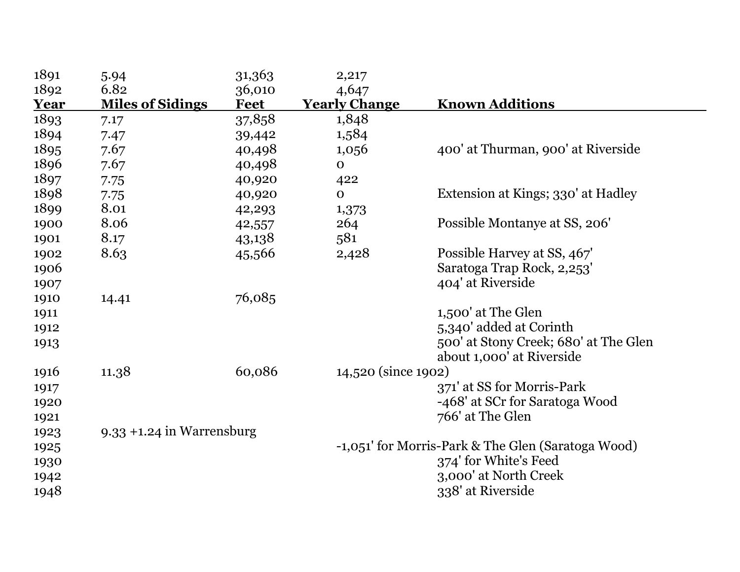| 1891 | 5.94 | 31,363 | 2,217 | |
|---|---|---|---|---|
| 1892 | 6.82 | 36,010 | 4,647 | |
| **Year** | **Miles of Sidings** | **Feet** | **Yearly Change** | **Known Additions** |
| 1893 | 7.17 | 37,858 | 1,848 | |
| 1894 | 7.47 | 39,442 | 1,584 | |
| 1895 | 7.67 | 40,498 | 1,056 | 400' at Thurman, 900' at Riverside |
| 1896 | 7.67 | 40,498 | 0 | |
| 1897 | 7.75 | 40,920 | 422 | |
| 1898 | 7.75 | 40,920 | 0 | Extension at Kings; 330' at Hadley |
| 1899 | 8.01 | 42,293 | 1,373 | |
| 1900 | 8.06 | 42,557 | 264 | Possible Montanye at SS, 206' |
| 1901 | 8.17 | 43,138 | 581 | |
| 1902 | 8.63 | 45,566 | 2,428 | Possible Harvey at SS, 467' |
| 1906 | | | | Saratoga Trap Rock, 2,253' |
| 1907 | | | | 404' at Riverside |
| 1910 | 14.41 | 76,085 | | |
| 1911 | | | | 1,500' at The Glen |
| 1912 | | | | 5,340' added at Corinth |
| 1913 | | | | 500' at Stony Creek; 680' at The Glen about 1,000' at Riverside |
| 1916 | 11.38 | 60,086 | 14,520 (since 1902) | |
| 1917 | | | | 371' at SS for Morris-Park |
| 1920 | | | | -468' at SCr for Saratoga Wood |
| 1921 | | | | 766' at The Glen |
| 1923 | 9.33 +1.24 in Warrensburg | | | |
| 1925 | | | -1,051' for Morris-Park & The Glen (Saratoga Wood) | |
| 1930 | | | | 374' for White's Feed |
| 1942 | | | | 3,000' at North Creek |
| 1948 | | | | 338' at Riverside |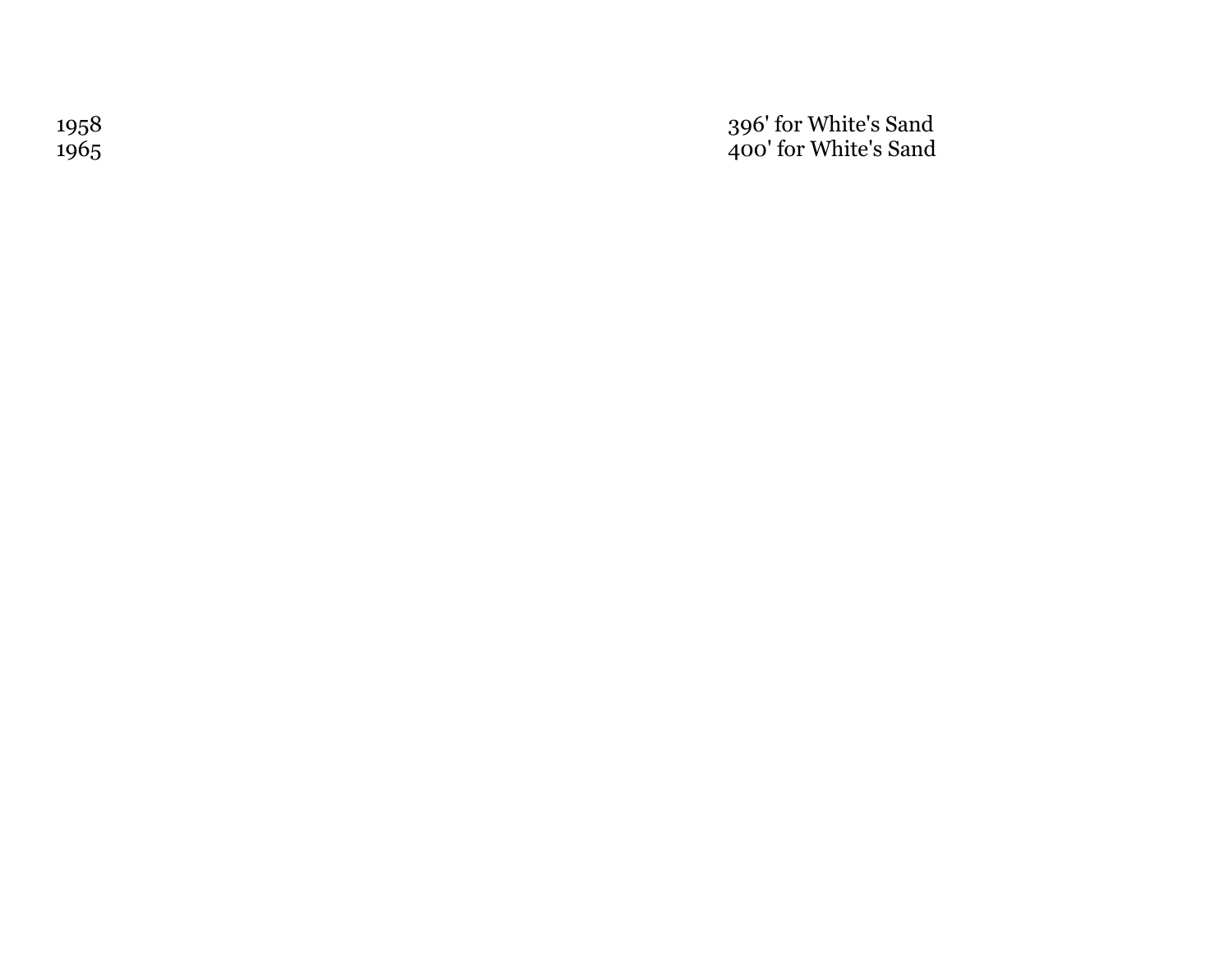| | |
|---|---|
| 1958 | 396' for White's Sand |
| 1965 | 400' for White's Sand |